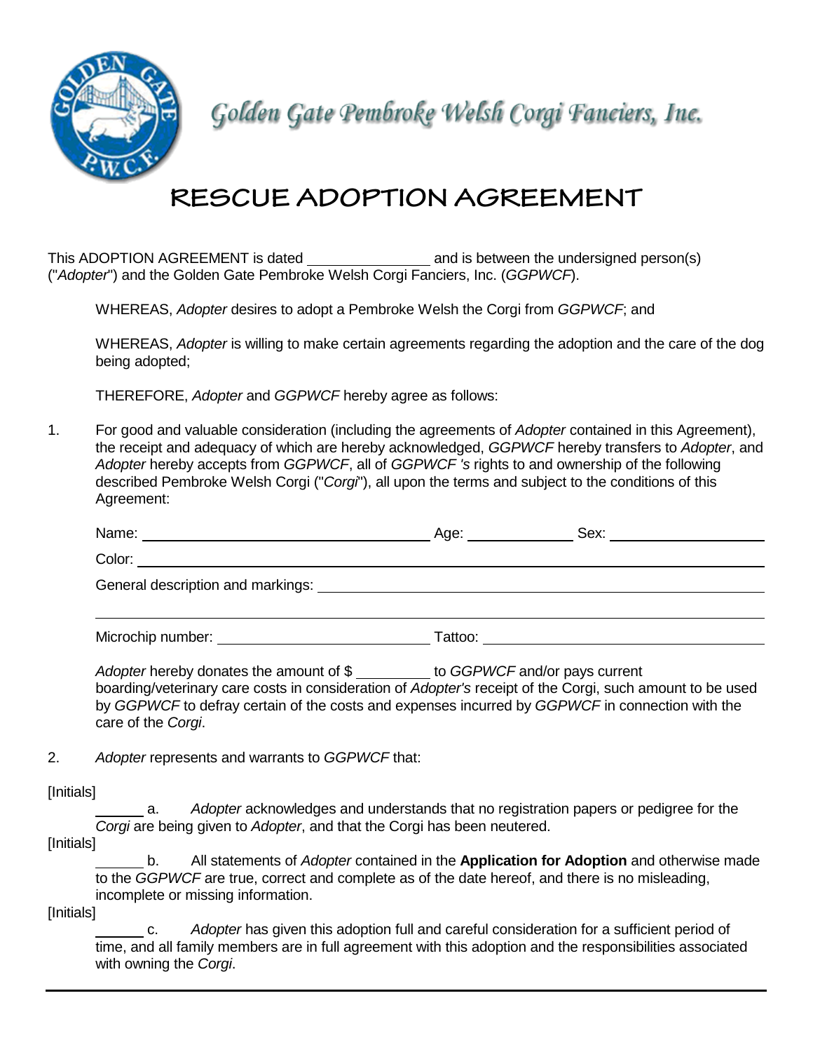Golden Gate Pembroke Welsh Corgi Fanciers, Inc.

# RESCUE ADOPTION AGREEMENT

This ADOPTION AGREEMENT is dated ________________ and is between the undersigned person(s) ("*Adopter*") and the Golden Gate Pembroke Welsh Corgi Fanciers, Inc. (*GGPWCF*).

WHEREAS, *Adopter* desires to adopt a Pembroke Welsh the Corgi from *GGPWCF*; and

WHEREAS, *Adopter* is willing to make certain agreements regarding the adoption and the care of the dog being adopted;

THEREFORE, *Adopter* and *GGPWCF* hereby agree as follows:

1. For good and valuable consideration (including the agreements of *Adopter* contained in this Agreement), the receipt and adequacy of which are hereby acknowledged, *GGPWCF* hereby transfers to *Adopter*, and *Adopter* hereby accepts from *GGPWCF*, all of *GGPWCF 's* rights to and ownership of the following described Pembroke Welsh Corgi ("*Corgi*"), all upon the terms and subject to the conditions of this Agreement:

   Name: ______________________________ Age: ____________ Sex: ________________

   Color: ____________________________________________________________

   General description and markings: ____________________________________________

   ____________________________________________________________

   Microchip number: ______________________ Tattoo: ______________________________

   *Adopter* hereby donates the amount of $ _________ to *GGPWCF* and/or pays current boarding/veterinary care costs in consideration of *Adopter's* receipt of the Corgi, such amount to be used by *GGPWCF* to defray certain of the costs and expenses incurred by *GGPWCF* in connection with the care of the *Corgi*.

2. *Adopter* represents and warrants to *GGPWCF* that:

[Initials]

______ a. *Adopter* acknowledges and understands that no registration papers or pedigree for the *Corgi* are being given to *Adopter*, and that the Corgi has been neutered.

[Initials]

______ b. All statements of *Adopter* contained in the **Application for Adoption** and otherwise made to the *GGPWCF* are true, correct and complete as of the date hereof, and there is no misleading, incomplete or missing information.

[Initials]

______ c. *Adopter* has given this adoption full and careful consideration for a sufficient period of time, and all family members are in full agreement with this adoption and the responsibilities associated with owning the *Corgi*.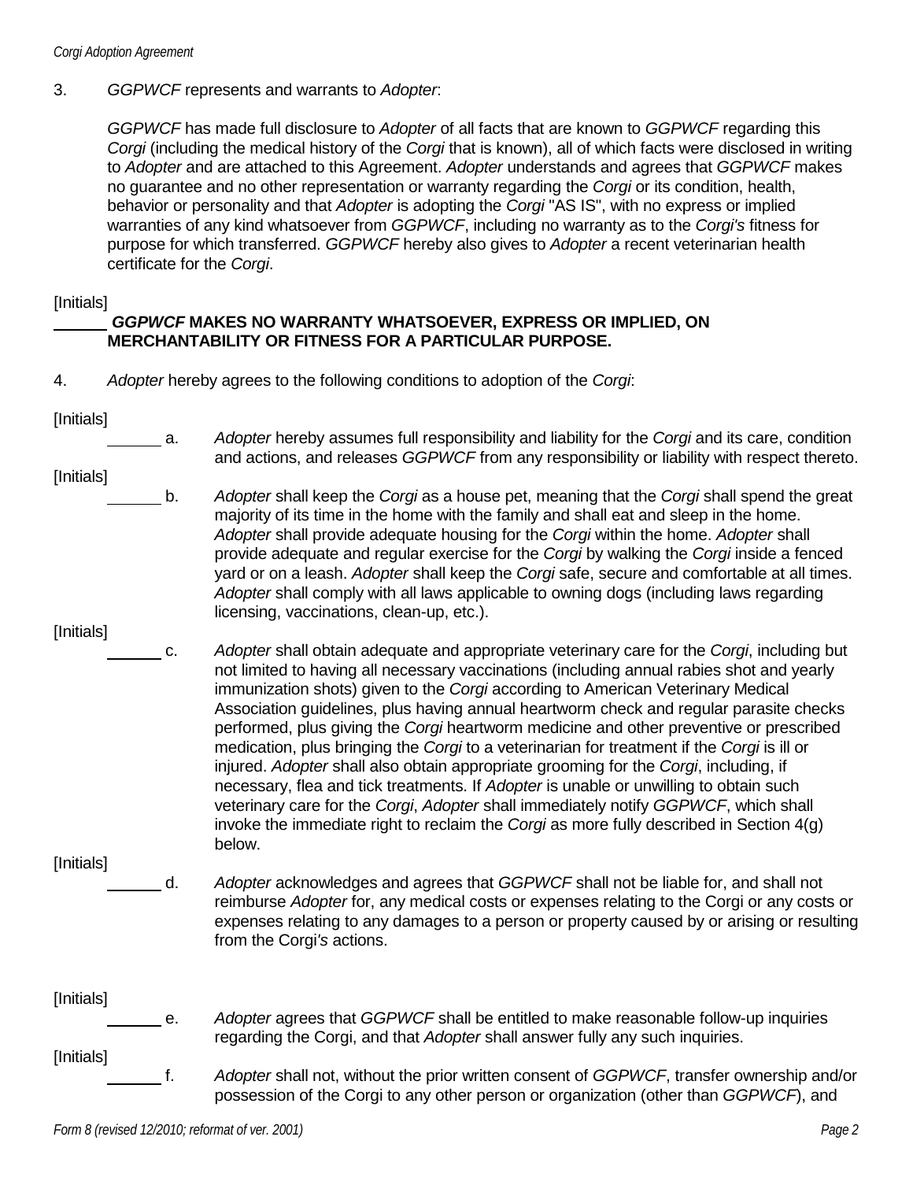3. *GGPWCF* represents and warrants to *Adopter*:

*GGPWCF* has made full disclosure to *Adopter* of all facts that are known to *GGPWCF* regarding this *Corgi* (including the medical history of the *Corgi* that is known), all of which facts were disclosed in writing to *Adopter* and are attached to this Agreement. *Adopter* understands and agrees that *GGPWCF* makes no guarantee and no other representation or warranty regarding the *Corgi* or its condition, health, behavior or personality and that *Adopter* is adopting the *Corgi* "AS IS", with no express or implied warranties of any kind whatsoever from *GGPWCF*, including no warranty as to the *Corgi's* fitness for purpose for which transferred. *GGPWCF* hereby also gives to *Adopter* a recent veterinarian health certificate for the *Corgi*.

[Initials]
______ ***GGPWCF* MAKES NO WARRANTY WHATSOEVER, EXPRESS OR IMPLIED, ON MERCHANTABILITY OR FITNESS FOR A PARTICULAR PURPOSE.**

4. *Adopter* hereby agrees to the following conditions to adoption of the *Corgi*:

[Initials]
______ a. *Adopter* hereby assumes full responsibility and liability for the *Corgi* and its care, condition and actions, and releases *GGPWCF* from any responsibility or liability with respect thereto.

[Initials]
______ b. *Adopter* shall keep the *Corgi* as a house pet, meaning that the *Corgi* shall spend the great majority of its time in the home with the family and shall eat and sleep in the home. *Adopter* shall provide adequate housing for the *Corgi* within the home. *Adopter* shall provide adequate and regular exercise for the *Corgi* by walking the *Corgi* inside a fenced yard or on a leash. *Adopter* shall keep the *Corgi* safe, secure and comfortable at all times. *Adopter* shall comply with all laws applicable to owning dogs (including laws regarding licensing, vaccinations, clean-up, etc.).

[Initials]
______ c. *Adopter* shall obtain adequate and appropriate veterinary care for the *Corgi*, including but not limited to having all necessary vaccinations (including annual rabies shot and yearly immunization shots) given to the *Corgi* according to American Veterinary Medical Association guidelines, plus having annual heartworm check and regular parasite checks performed, plus giving the *Corgi* heartworm medicine and other preventive or prescribed medication, plus bringing the *Corgi* to a veterinarian for treatment if the *Corgi* is ill or injured. *Adopter* shall also obtain appropriate grooming for the *Corgi*, including, if necessary, flea and tick treatments. If *Adopter* is unable or unwilling to obtain such veterinary care for the *Corgi*, *Adopter* shall immediately notify *GGPWCF*, which shall invoke the immediate right to reclaim the *Corgi* as more fully described in Section 4(g) below.

[Initials]
______ d. *Adopter* acknowledges and agrees that *GGPWCF* shall not be liable for, and shall not reimburse *Adopter* for, any medical costs or expenses relating to the Corgi or any costs or expenses relating to any damages to a person or property caused by or arising or resulting from the Corgi*'s* actions.

[Initials]
______ e. *Adopter* agrees that *GGPWCF* shall be entitled to make reasonable follow-up inquiries regarding the Corgi, and that *Adopter* shall answer fully any such inquiries.

[Initials]
______ f. *Adopter* shall not, without the prior written consent of *GGPWCF*, transfer ownership and/or possession of the Corgi to any other person or organization (other than *GGPWCF*), and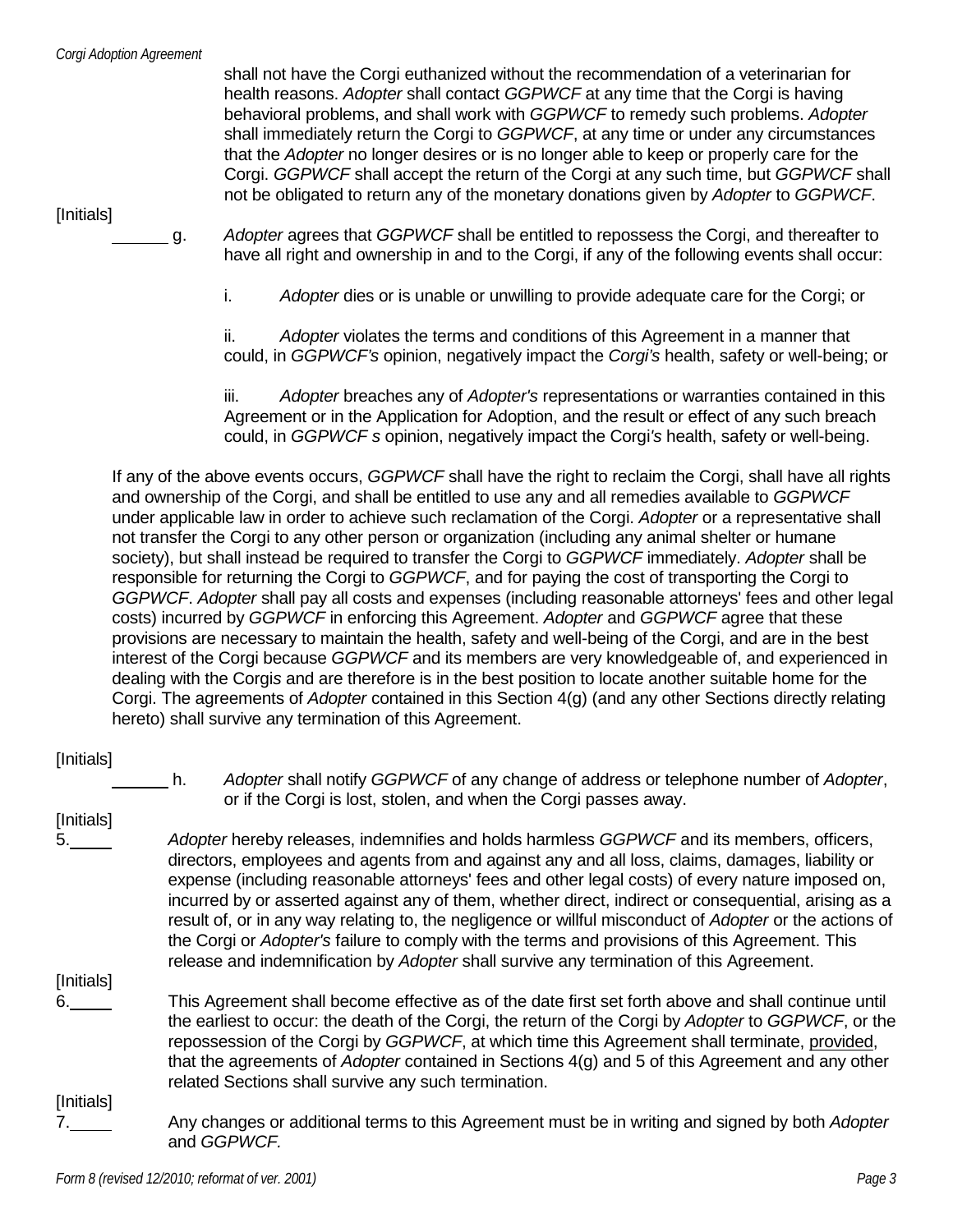shall not have the Corgi euthanized without the recommendation of a veterinarian for health reasons. *Adopter* shall contact *GGPWCF* at any time that the Corgi is having behavioral problems, and shall work with *GGPWCF* to remedy such problems. *Adopter* shall immediately return the Corgi to *GGPWCF*, at any time or under any circumstances that the *Adopter* no longer desires or is no longer able to keep or properly care for the Corgi. *GGPWCF* shall accept the return of the Corgi at any such time, but *GGPWCF* shall not be obligated to return any of the monetary donations given by *Adopter* to *GGPWCF*.

[Initials]
______ g. *Adopter* agrees that *GGPWCF* shall be entitled to repossess the Corgi, and thereafter to have all right and ownership in and to the Corgi, if any of the following events shall occur:

i. *Adopter* dies or is unable or unwilling to provide adequate care for the Corgi; or

ii. *Adopter* violates the terms and conditions of this Agreement in a manner that could, in *GGPWCF's* opinion, negatively impact the *Corgi's* health, safety or well-being; or

iii. *Adopter* breaches any of *Adopter's* representations or warranties contained in this Agreement or in the Application for Adoption, and the result or effect of any such breach could, in *GGPWCF s* opinion, negatively impact the Corgi*'s* health, safety or well-being.

If any of the above events occurs, *GGPWCF* shall have the right to reclaim the Corgi, shall have all rights and ownership of the Corgi, and shall be entitled to use any and all remedies available to *GGPWCF* under applicable law in order to achieve such reclamation of the Corgi. *Adopter* or a representative shall not transfer the Corgi to any other person or organization (including any animal shelter or humane society), but shall instead be required to transfer the Corgi to *GGPWCF* immediately. *Adopter* shall be responsible for returning the Corgi to *GGPWCF*, and for paying the cost of transporting the Corgi to *GGPWCF*. *Adopter* shall pay all costs and expenses (including reasonable attorneys' fees and other legal costs) incurred by *GGPWCF* in enforcing this Agreement. *Adopter* and *GGPWCF* agree that these provisions are necessary to maintain the health, safety and well-being of the Corgi, and are in the best interest of the Corgi because *GGPWCF* and its members are very knowledgeable of, and experienced in dealing with the Corgis and are therefore is in the best position to locate another suitable home for the Corgi. The agreements of *Adopter* contained in this Section 4(g) (and any other Sections directly relating hereto) shall survive any termination of this Agreement.

[Initials]
______ h. *Adopter* shall notify *GGPWCF* of any change of address or telephone number of *Adopter*, or if the Corgi is lost, stolen, and when the Corgi passes away.

[Initials]
5.____ *Adopter* hereby releases, indemnifies and holds harmless *GGPWCF* and its members, officers, directors, employees and agents from and against any and all loss, claims, damages, liability or expense (including reasonable attorneys' fees and other legal costs) of every nature imposed on, incurred by or asserted against any of them, whether direct, indirect or consequential, arising as a result of, or in any way relating to, the negligence or willful misconduct of *Adopter* or the actions of the Corgi or *Adopter's* failure to comply with the terms and provisions of this Agreement. This release and indemnification by *Adopter* shall survive any termination of this Agreement.

[Initials]
6.____ This Agreement shall become effective as of the date first set forth above and shall continue until the earliest to occur: the death of the Corgi, the return of the Corgi by *Adopter* to *GGPWCF*, or the repossession of the Corgi by *GGPWCF*, at which time this Agreement shall terminate, provided, that the agreements of *Adopter* contained in Sections 4(g) and 5 of this Agreement and any other related Sections shall survive any such termination.

[Initials]
7.____ Any changes or additional terms to this Agreement must be in writing and signed by both *Adopter* and *GGPWCF.*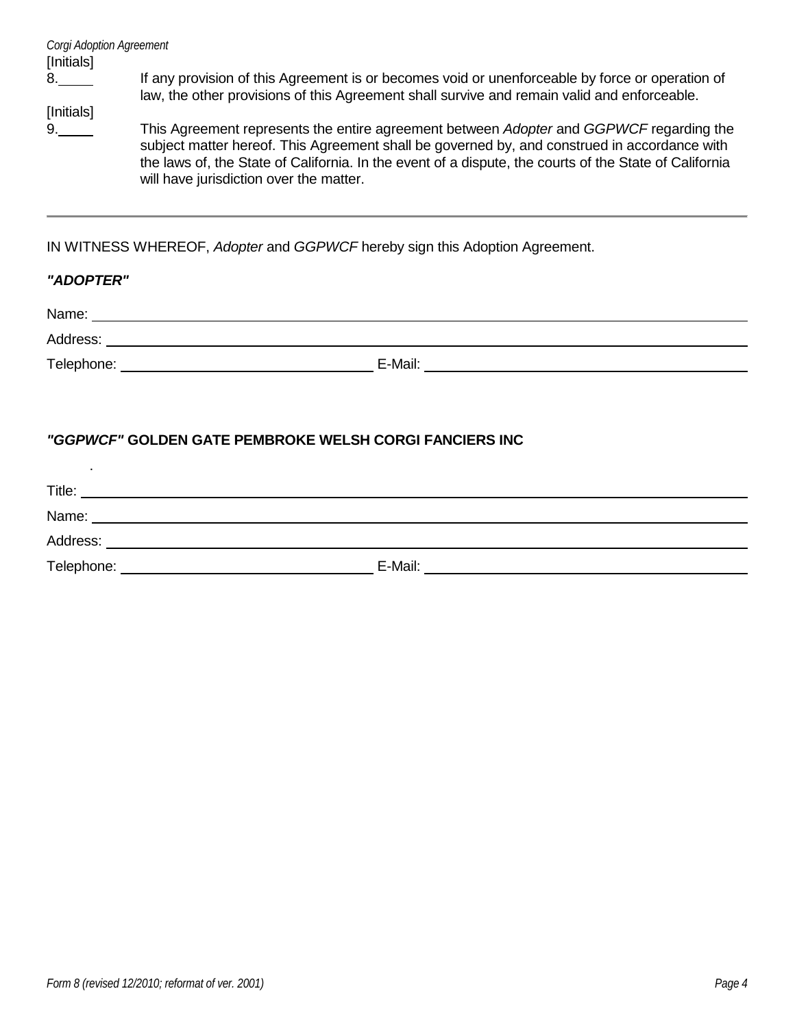[Initials]
8.____ If any provision of this Agreement is or becomes void or unenforceable by force or operation of law, the other provisions of this Agreement shall survive and remain valid and enforceable.

[Initials]
9.____ This Agreement represents the entire agreement between *Adopter* and *GGPWCF* regarding the subject matter hereof. This Agreement shall be governed by, and construed in accordance with the laws of, the State of California. In the event of a dispute, the courts of the State of California will have jurisdiction over the matter.

---

IN WITNESS WHEREOF, *Adopter* and *GGPWCF* hereby sign this Adoption Agreement.

***"ADOPTER"***

Name: ______________________________

Address: ______________________________

Telephone: ______________________________ E-Mail: ______________________________

***"GGPWCF"*** **GOLDEN GATE PEMBROKE WELSH CORGI FANCIERS INC**

.

Title: ______________________________

Name: ______________________________

Address: ______________________________

Telephone: ______________________________ E-Mail: ______________________________

*Form 8 (revised 12/2010; reformat of ver. 2001)*